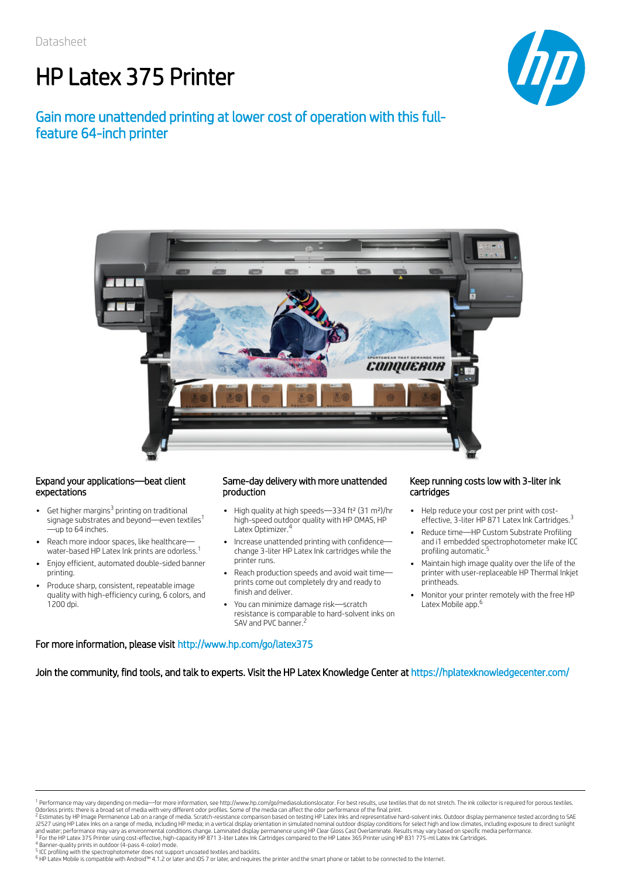Datasheet

# HP Latex 375 Printer

## Gain more unattended printing at lower cost of operation with this full-feature 64-inch printer

### Expand your applications—beat client expectations

- Get higher margins[3] printing on traditional signage substrates and beyond—even textiles[1] —up to 64 inches.
- Reach more indoor spaces, like healthcare—water-based HP Latex Ink prints are odorless.[1]
- Enjoy efficient, automated double-sided banner printing.
- Produce sharp, consistent, repeatable image quality with high-efficiency curing, 6 colors, and 1200 dpi.

### Same-day delivery with more unattended production

- High quality at high speeds—334 ft² (31 m²)/hr high-speed outdoor quality with HP OMAS, HP Latex Optimizer.[4]
- Increase unattended printing with confidence—change 3-liter HP Latex ink cartridges while the printer runs.
- Reach production speeds and avoid wait time—prints come out completely dry and ready to finish and deliver.
- You can minimize damage risk—scratch resistance is comparable to hard-solvent inks on SAV and PVC banner.[2]

### Keep running costs low with 3-liter ink cartridges

- Help reduce your cost per print with cost-effective, 3-liter HP 871 Latex Ink Cartridges.[3]
- Reduce time—HP Custom Substrate Profiling and i1 embedded spectrophotometer make ICC profiling automatic.[5]
- Maintain high image quality over the life of the printer with user-replaceable HP Thermal Inkjet printheads.
- Monitor your printer remotely with the free HP Latex Mobile app.[6]

**For more information, please visit** http://www.hp.com/go/latex375

**Join the community, find tools, and talk to experts. Visit the HP Latex Knowledge Center at** https://hplatexknowledgecenter.com/

---

[1] Performance may vary depending on media—for more information, see http://www.hp.com/go/mediasolutionslocator. For best results, use textiles that do not stretch. The ink collector is required for porous textiles. Odorless prints: there is a broad set of media with very different odor profiles. Some of the media can affect the odor performance of the final print.

[2] Estimates by HP Image Permanence Lab on a range of media. Scratch-resistance comparison based on testing HP Latex Inks and representative hard-solvent inks. Outdoor display permanence tested according to SAE J2527 using HP Latex Inks on a range of media, including HP media; in a vertical display orientation in simulated nominal outdoor display conditions for select high and low climates, including exposure to direct sunlight and water; performance may vary as environmental conditions change. Laminated display permanence using HP Clear Gloss Cast Overlaminate. Results may vary based on specific media performance.

[3] For the HP Latex 375 Printer using cost-effective, high-capacity HP 871 3-liter Latex Ink Cartridges compared to the HP Latex 365 Printer using HP 831 775-ml Latex Ink Cartridges.

[4] Banner-quality prints in outdoor (4-pass 4-color) mode.

[5] ICC profiling with the spectrophotometer does not support uncoated textiles and backlits.

[6] HP Latex Mobile is compatible with Android™ 4.1.2 or later and iOS 7 or later, and requires the printer and the smart phone or tablet to be connected to the Internet.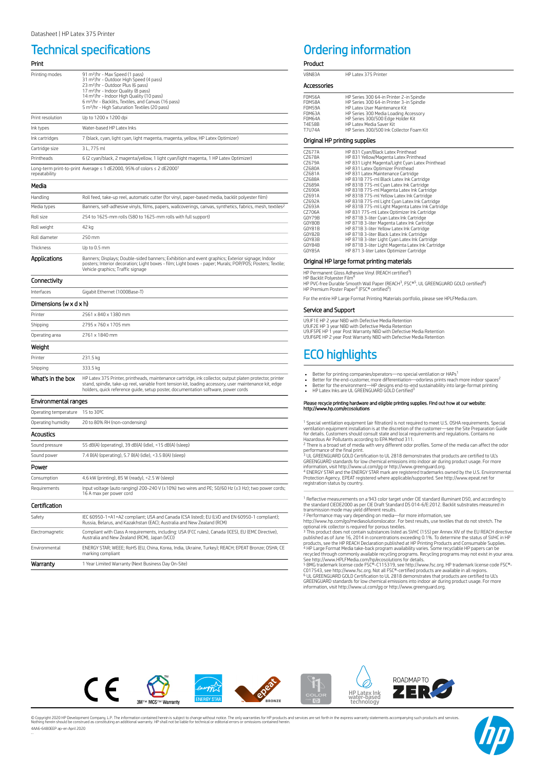# Technical specifications

## Print

| | |
|---|---|
| Printing modes | 91 m²/hr - Max Speed (1 pass)<br>31 m²/hr - Outdoor High Speed (4 pass)<br>23 m²/hr - Outdoor Plus (6 pass)<br>17 m²/hr - Indoor Quality (8 pass)<br>14 m²/hr - Indoor High Quality (10 pass)<br>6 m²/hr - Backlits, Textiles, and Canvas (16 pass)<br>5 m²/hr - High Saturation Textiles (20 pass) |
| Print resolution | Up to 1200 x 1200 dpi |
| Ink types | Water-based HP Latex Inks |
| Ink cartridges | 7 (black, cyan, light cyan, light magenta, magenta, yellow, HP Latex Optimizer) |
| Cartridge size | 3 L, 775 ml |
| Printheads | 6 (2 cyan/black, 2 magenta/yellow, 1 light cyan/light magenta, 1 HP Latex Optimizer) |
| Long-term print-to-print repeatability | Average ≤ 1 dE2000, 95% of colors ≤ 2 dE2000[1] |

## Media

| | |
|---|---|
| Handling | Roll feed, take-up reel, automatic cutter (for vinyl, paper-based media, backlit polyester film) |
| Media types | Banners, self-adhesive vinyls, films, papers, wallcoverings, canvas, synthetics, fabrics, mesh, textiles[2] |
| Roll size | 254 to 1625-mm rolls (580 to 1625-mm rolls with full support) |
| Roll weight | 42 kg |
| Roll diameter | 250 mm |
| Thickness | Up to 0.5 mm |

## Applications

Banners; Displays; Double-sided banners; Exhibition and event graphics; Exterior signage; Indoor posters; Interior decoration; Light boxes - film; Light boxes - paper; Murals; POP/POS; Posters; Textile; Vehicle graphics; Traffic signage

## Connectivity

| | |
|---|---|
| Interfaces | Gigabit Ethernet (1000Base-T) |

## Dimensions (w x d x h)

| | |
|---|---|
| Printer | 2561 x 840 x 1380 mm |
| Shipping | 2795 x 760 x 1705 mm |
| Operating area | 2761 x 1840 mm |

## Weight

| | |
|---|---|
| Printer | 231.5 kg |
| Shipping | 333.5 kg |

## What's in the box

HP Latex 375 Printer, printheads, maintenance cartridge, ink collector, output platen protector, printer stand, spindle, take-up reel, variable front tension kit, loading accessory, user maintenance kit, edge holders, quick reference guide, setup poster, documentation software, power cords

## Environmental ranges

| | |
|---|---|
| Operating temperature | 15 to 30ºC |
| Operating humidity | 20 to 80% RH (non-condensing) |

## Acoustics

| | |
|---|---|
| Sound pressure | 55 dB(A) (operating), 39 dB(A) (idle), <15 dB(A) (sleep) |
| Sound power | 7.4 B(A) (operating), 5.7 B(A) (idle), <3.5 B(A) (sleep) |

## Power

| | |
|---|---|
| Consumption | 4.6 kW (printing), 85 W (ready), <2.5 W (sleep) |
| Requirements | Input voltage (auto ranging) 200-240 V (±10%) two wires and PE; 50/60 Hz (±3 Hz); two power cords; 16 A max per power cord |

## Certification

| | |
|---|---|
| Safety | IEC 60950-1+A1+A2 compliant; USA and Canada (CSA listed); EU (LVD and EN 60950-1 compliant); Russia, Belarus, and Kazakhstan (EAC); Australia and New Zealand (RCM) |
| Electromagnetic | Compliant with Class A requirements, including: USA (FCC rules), Canada (ICES), EU (EMC Directive), Australia and New Zealand (RCM), Japan (VCCI) |
| Environmental | ENERGY STAR; WEEE; RoHS (EU, China, Korea, India, Ukraine, Turkey); REACH; EPEAT Bronze; OSHA; CE marking compliant |

## Warranty

1 Year Limited Warranty (Next Business Day On-Site)

# Ordering information

## Product

| | |
|---|---|
| V8N83A | HP Latex 375 Printer |

## Accessories

| | |
|---|---|
| F0M56A | HP Series 300 64-in Printer 2-in Spindle |
| F0M58A | HP Series 300 64-in Printer 3-in Spindle |
| F0M59A | HP Latex User Maintenance Kit |
| F0M63A | HP Series 300 Media Loading Accessory |
| F0M64A | HP Series 300/500 Edge Holder Kit |
| T4E58B | HP Latex Media Saver Kit |
| T7U74A | HP Series 300/500 Ink Collector Foam Kit |

## Original HP printing supplies

| | |
|---|---|
| CZ677A | HP 831 Cyan/Black Latex Printhead |
| CZ678A | HP 831 Yellow/Magenta Latex Printhead |
| CZ679A | HP 831 Light Magenta/Light Cyan Latex Printhead |
| CZ680A | HP 831 Latex Optimizer Printhead |
| CZ681A | HP 831 Latex Maintenance Cartridge |
| CZ688A | HP 831B 775-ml Black Latex Ink Cartridge |
| CZ689A | HP 831B 775-ml Cyan Latex Ink Cartridge |
| CZ690A | HP 831B 775-ml Magenta Latex Ink Cartridge |
| CZ691A | HP 831B 775-ml Yellow Latex Ink Cartridge |
| CZ692A | HP 831B 775-ml Light Cyan Latex Ink Cartridge |
| CZ693A | HP 831B 775-ml Light Magenta Latex Ink Cartridge |
| CZ706A | HP 831 775-ml Latex Optimizer Ink Cartridge |
| G0Y79B | HP 871B 3-liter Cyan Latex Ink Cartridge |
| G0Y80B | HP 871B 3-liter Magenta Latex Ink Cartridge |
| G0Y81B | HP 871B 3-liter Yellow Latex Ink Cartridge |
| G0Y82B | HP 871B 3-liter Black Latex Ink Cartridge |
| G0Y83B | HP 871B 3-liter Light Cyan Latex Ink Cartridge |
| G0Y84B | HP 871B 3-liter Light Magenta Latex Ink Cartridge |
| G0Y85A | HP 871 3-liter Latex Optimizer Cartridge |

## Original HP large format printing materials

HP Permanent Gloss Adhesive Vinyl (REACH certified[3])
HP Backlit Polyester Film[4]
HP PVC-free Durable Smooth Wall Paper (REACH[3], FSC®[5], UL GREENGUARD GOLD certified[6])
HP Premium Poster Paper[4] (FSC® certified[5])

For the entire HP Large Format Printing Materials portfolio, please see HPLFMedia.com.

## Service and Support

U9JF1E HP 2 year NBD with Defective Media Retention
U9JF2E HP 3 year NBD with Defective Media Retention
U9JF5PE HP 1 year Post Warranty NBD with Defective Media Retention
U9JF6PE HP 2 year Post Warranty NBD with Defective Media Retention

# ECO highlights

- Better for printing companies/operators—no special ventilation or HAPs[1]
- Better for the end-customer, more differentiation—odorless prints reach more indoor spaces[2]
- Better for the environment—HP designs end-to-end sustainability into large-format printing
- HP Latex Inks are UL GREENGUARD GOLD Certified[3]

**Please recycle printing hardware and eligible printing supplies. Find out how at our website: http://www.hp.com/ecosolutions**

[1] Special ventilation equipment (air filtration) is not required to meet U.S. OSHA requirements. Special ventilation equipment installation is at the discretion of the customer—see the Site Preparation Guide for details. Customers should consult state and local requirements and regulations. Contains no Hazardous Air Pollutants according to EPA Method 311.
[2] There is a broad set of media with very different odor profiles. Some of the media can affect the odor performance of the final print.
[3] UL GREENGUARD GOLD Certification to UL 2818 demonstrates that products are certified to UL's GREENGUARD standards for low chemical emissions into indoor air during product usage. For more information, visit http://www.ul.com/gg or http://www.greenguard.org.
[4] ENERGY STAR and the ENERGY STAR mark are registered trademarks owned by the U.S. Environmental Protection Agency. EPEAT registered where applicable/supported. See http://www.epeat.net for registration status by country.

[1] Reflective measurements on a 943 color target under CIE standard illuminant D50, and according to the standard CIEDE2000 as per CIE Draft Standard DS 014-6/E:2012. Backlit substrates measured in transmission mode may yield different results.
[2] Performance may vary depending on media—for more information, see http://www.hp.com/go/mediasolutionslocator. For best results, use textiles that do not stretch. The optional ink collector is required for porous textiles.
[3] This product does not contain substances listed as SVHC (155) per Annex XIV of the EU REACH directive published as of June 16, 2014 in concentrations exceeding 0.1%. To determine the status of SVHC in HP products, see the HP REACH Declaration published at HP Printing Products and Consumable Supplies.
[4] HP Large Format Media take-back program availability varies. Some recyclable HP papers can be recycled through commonly available recycling programs. Recycling programs may not exist in your area. See http://www.HPLFMedia.com/hp/ecosolutions for details.
[5] BMG trademark license code FSC®-C115319, see http://www.fsc.org. HP trademark license code FSC®-C017543, see http://www.fsc.org. Not all FSC®-certified products are available in all regions.
[6] UL GREENGUARD GOLD Certification to UL 2818 demonstrates that products are certified to UL's GREENGUARD standards for low chemical emissions into indoor air during product usage. For more information, visit http://www.ul.com/gg or http://www.greenguard.org.

CE
3M™ MCS™ Warranty
ENERGY STAR
epeat BRONZE
COLOR
HP Latex Ink water-based technology
ROADMAP TO ZERO

© Copyright 2020 HP Development Company, L.P. The information contained herein is subject to change without notice. The only warranties for HP products and services are set forth in the express warranty statements accompanying such products and services. Nothing herein should be construed as constituting an additional warranty. HP shall not be liable for technical or editorial errors or omissions contained herein.

4AA6-6480EEP ap-en April 2020